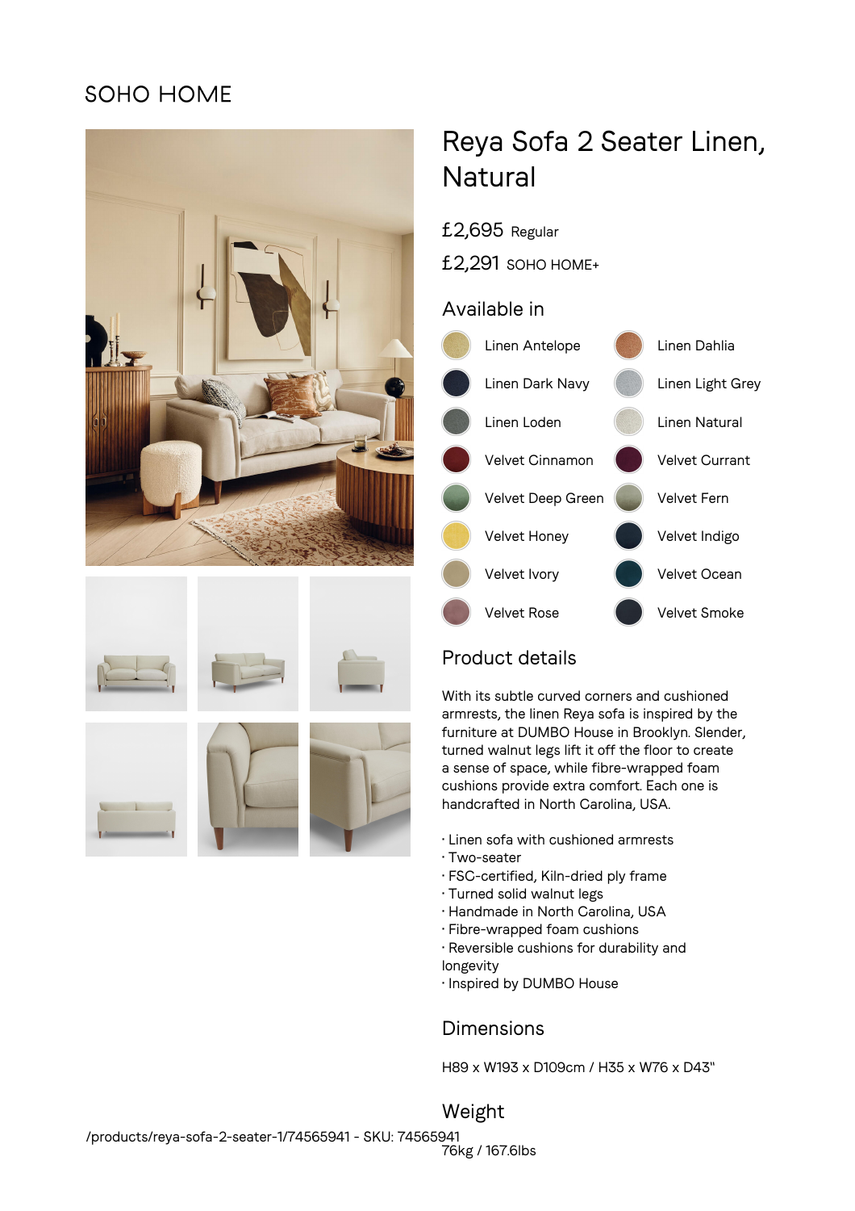SOHO HOME

# Reya Sofa 2 Seater Linen, Natural

£2,695 Regular

£2,291 SOHO HOME+

## Available in

- Linen Antelope
- Linen Dahlia
- Linen Dark Navy
- Linen Light Grey
- Linen Loden
- Linen Natural
- Velvet Cinnamon
- Velvet Currant
- Velvet Deep Green
- Velvet Fern
- Velvet Honey
- Velvet Indigo
- Velvet Ivory
- Velvet Ocean
- Velvet Rose
- Velvet Smoke

## Product details

With its subtle curved corners and cushioned armrests, the linen Reya sofa is inspired by the furniture at DUMBO House in Brooklyn. Slender, turned walnut legs lift it off the floor to create a sense of space, while fibre-wrapped foam cushions provide extra comfort. Each one is handcrafted in North Carolina, USA.

- Linen sofa with cushioned armrests
- Two-seater
- FSC-certified, Kiln-dried ply frame
- Turned solid walnut legs
- Handmade in North Carolina, USA
- Fibre-wrapped foam cushions
- Reversible cushions for durability and longevity
- Inspired by DUMBO House

## Dimensions

H89 x W193 x D109cm / H35 x W76 x D43"

## Weight

76kg / 167.6lbs

/products/reya-sofa-2-seater-1/74565941 - SKU: 74565941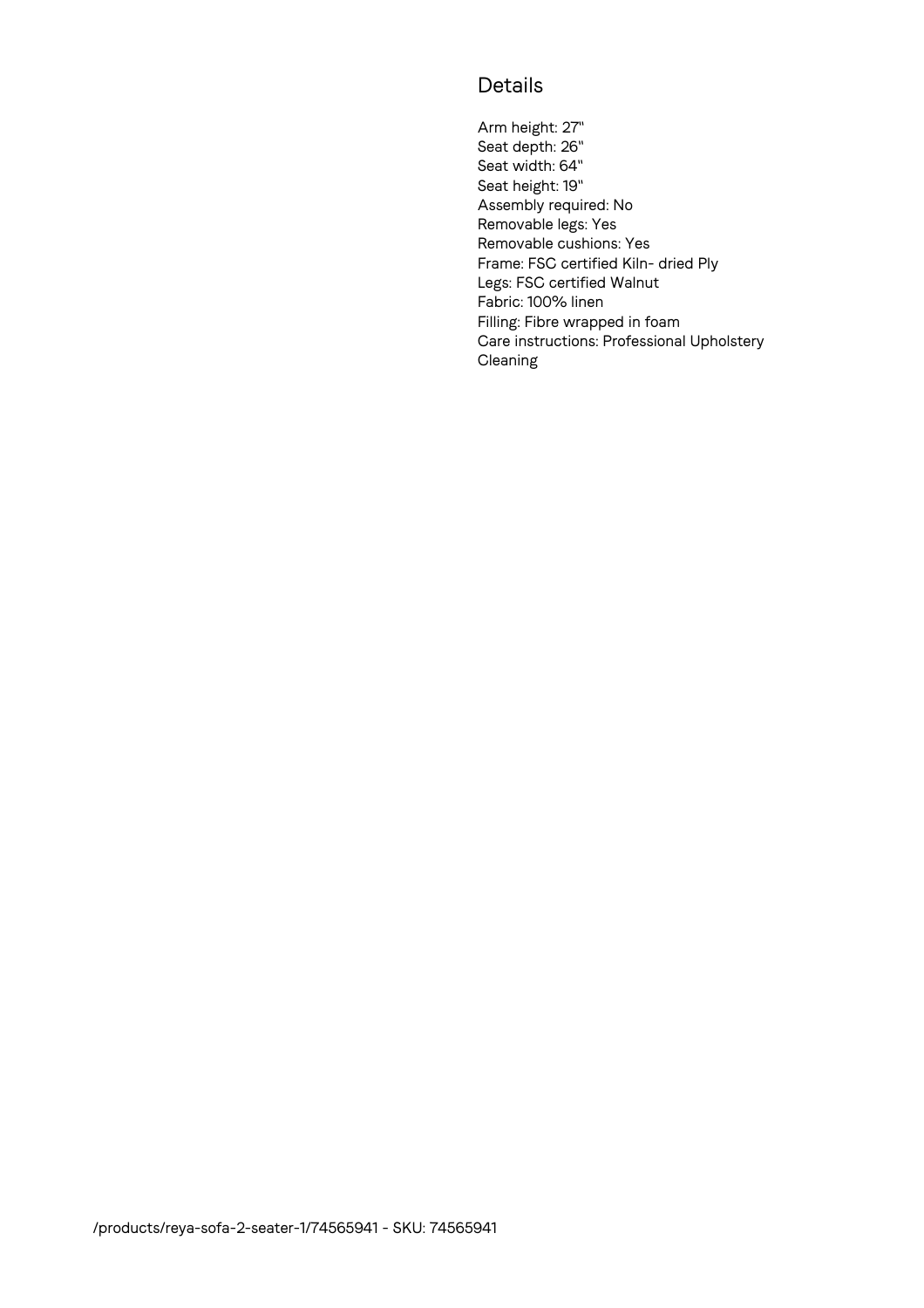## Details

Arm height: 27"
Seat depth: 26"
Seat width: 64"
Seat height: 19"
Assembly required: No
Removable legs: Yes
Removable cushions: Yes
Frame: FSC certified Kiln- dried Ply
Legs: FSC certified Walnut
Fabric: 100% linen
Filling: Fibre wrapped in foam
Care instructions: Professional Upholstery Cleaning

/products/reya-sofa-2-seater-1/74565941 - SKU: 74565941